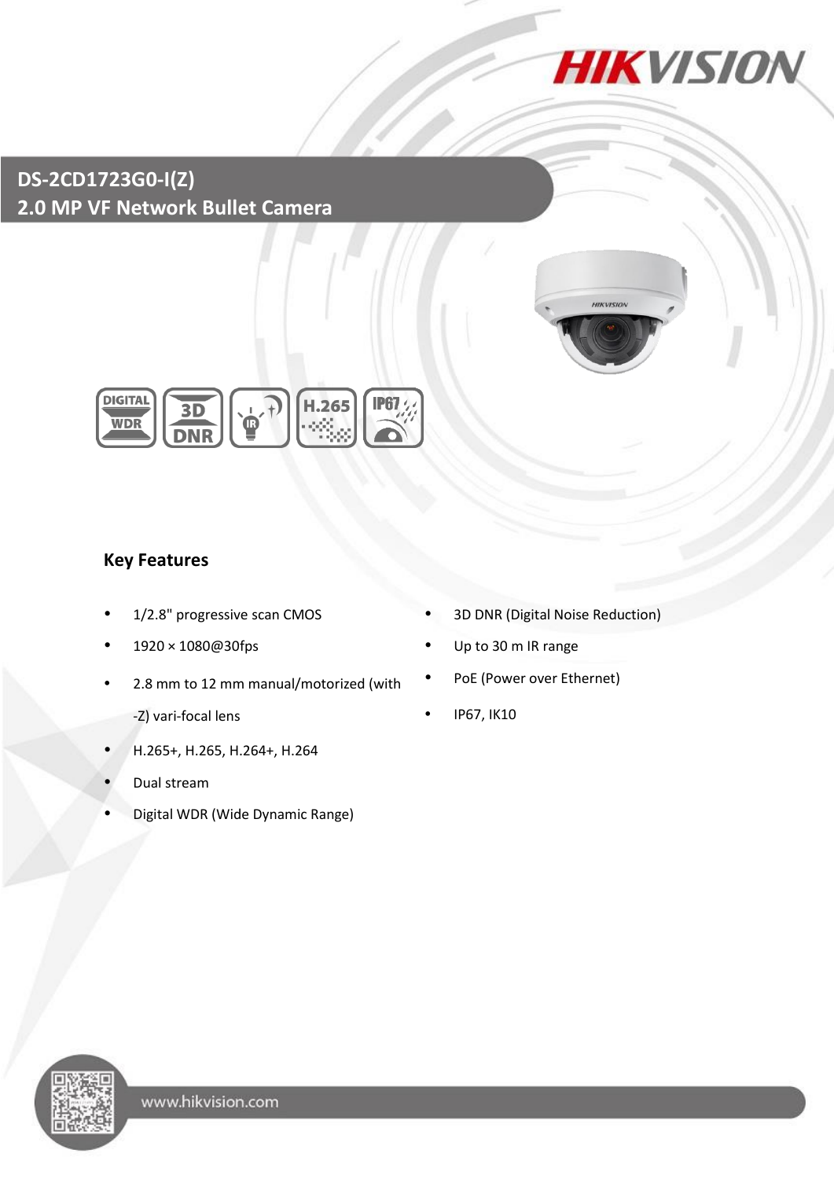# DS-2CD1723G0-I(Z)
# 2.0 MP VF Network Bullet Camera

## Key Features

- 1/2.8" progressive scan CMOS
- 1920 × 1080@30fps
- 2.8 mm to 12 mm manual/motorized (with -Z) vari-focal lens
- H.265+, H.265, H.264+, H.264
- Dual stream
- Digital WDR (Wide Dynamic Range)
- 3D DNR (Digital Noise Reduction)
- Up to 30 m IR range
- PoE (Power over Ethernet)
- IP67, IK10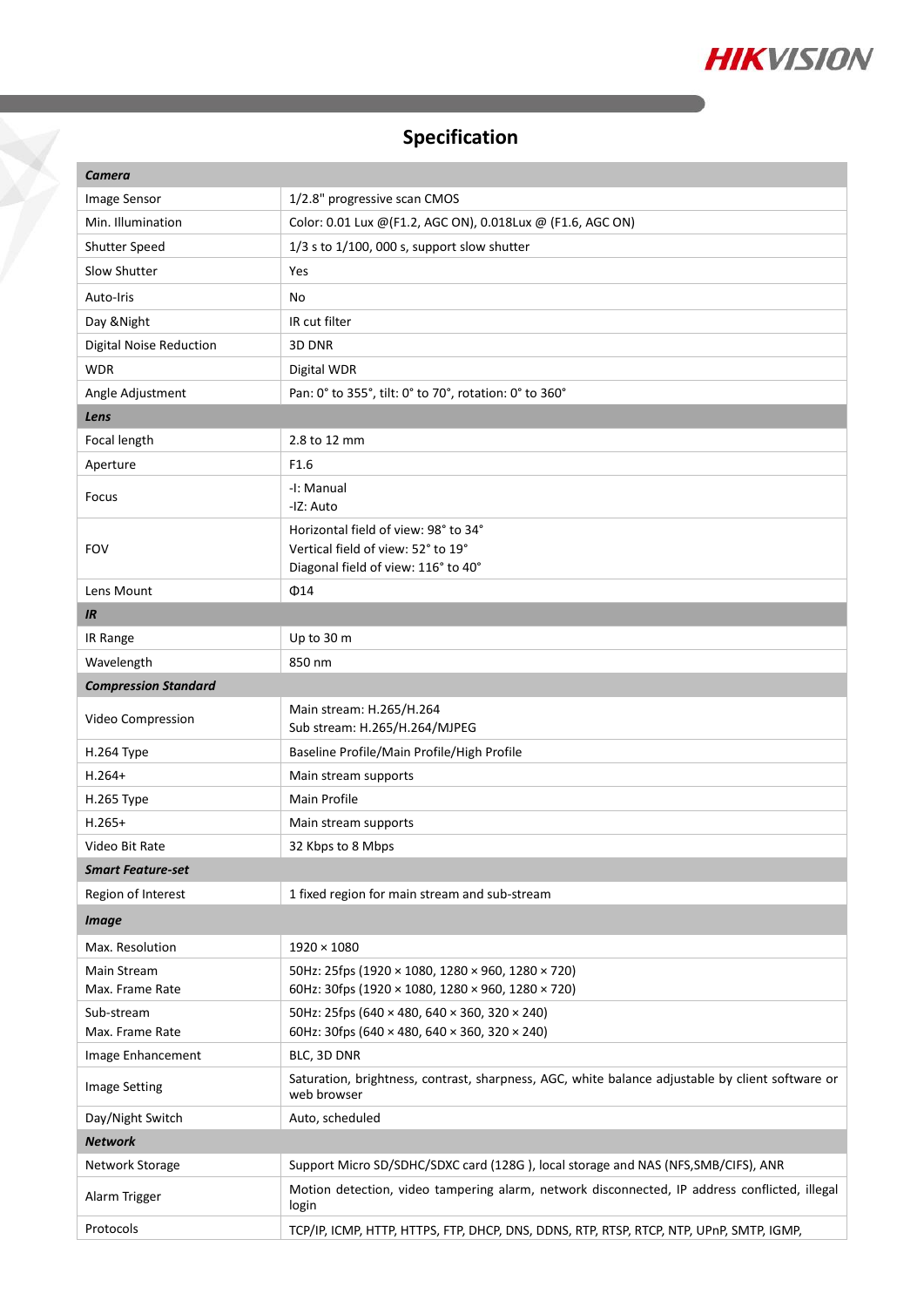## Specification

| | |
|---|---|
| ***Camera*** | |
| Image Sensor | 1/2.8" progressive scan CMOS |
| Min. Illumination | Color: 0.01 Lux @(F1.2, AGC ON), 0.018Lux @ (F1.6, AGC ON) |
| Shutter Speed | 1/3 s to 1/100, 000 s, support slow shutter |
| Slow Shutter | Yes |
| Auto-Iris | No |
| Day &Night | IR cut filter |
| Digital Noise Reduction | 3D DNR |
| WDR | Digital WDR |
| Angle Adjustment | Pan: 0° to 355°, tilt: 0° to 70°, rotation: 0° to 360° |
| ***Lens*** | |
| Focal length | 2.8 to 12 mm |
| Aperture | F1.6 |
| Focus | -I: Manual<br>-IZ: Auto |
| FOV | Horizontal field of view: 98° to 34°<br>Vertical field of view: 52° to 19°<br>Diagonal field of view: 116° to 40° |
| Lens Mount | Φ14 |
| ***IR*** | |
| IR Range | Up to 30 m |
| Wavelength | 850 nm |
| ***Compression Standard*** | |
| Video Compression | Main stream: H.265/H.264<br>Sub stream: H.265/H.264/MJPEG |
| H.264 Type | Baseline Profile/Main Profile/High Profile |
| H.264+ | Main stream supports |
| H.265 Type | Main Profile |
| H.265+ | Main stream supports |
| Video Bit Rate | 32 Kbps to 8 Mbps |
| ***Smart Feature-set*** | |
| Region of Interest | 1 fixed region for main stream and sub-stream |
| ***Image*** | |
| Max. Resolution | 1920 × 1080 |
| Main Stream<br>Max. Frame Rate | 50Hz: 25fps (1920 × 1080, 1280 × 960, 1280 × 720)<br>60Hz: 30fps (1920 × 1080, 1280 × 960, 1280 × 720) |
| Sub-stream<br>Max. Frame Rate | 50Hz: 25fps (640 × 480, 640 × 360, 320 × 240)<br>60Hz: 30fps (640 × 480, 640 × 360, 320 × 240) |
| Image Enhancement | BLC, 3D DNR |
| Image Setting | Saturation, brightness, contrast, sharpness, AGC, white balance adjustable by client software or web browser |
| Day/Night Switch | Auto, scheduled |
| ***Network*** | |
| Network Storage | Support Micro SD/SDHC/SDXC card (128G ), local storage and NAS (NFS,SMB/CIFS), ANR |
| Alarm Trigger | Motion detection, video tampering alarm, network disconnected, IP address conflicted, illegal login |
| Protocols | TCP/IP, ICMP, HTTP, HTTPS, FTP, DHCP, DNS, DDNS, RTP, RTSP, RTCP, NTP, UPnP, SMTP, IGMP, |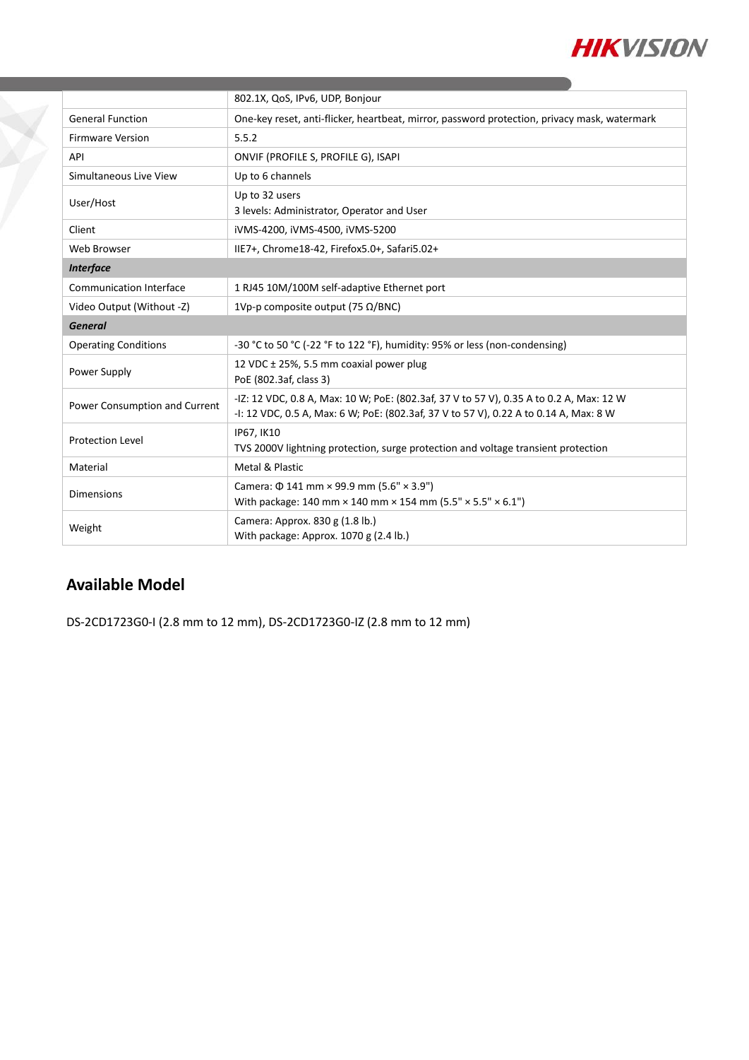| | |
|---|---|
| | 802.1X, QoS, IPv6, UDP, Bonjour |
| General Function | One-key reset, anti-flicker, heartbeat, mirror, password protection, privacy mask, watermark |
| Firmware Version | 5.5.2 |
| API | ONVIF (PROFILE S, PROFILE G), ISAPI |
| Simultaneous Live View | Up to 6 channels |
| User/Host | Up to 32 users<br>3 levels: Administrator, Operator and User |
| Client | iVMS-4200, iVMS-4500, iVMS-5200 |
| Web Browser | IIE7+, Chrome18-42, Firefox5.0+, Safari5.02+ |
| ***Interface*** | |
| Communication Interface | 1 RJ45 10M/100M self-adaptive Ethernet port |
| Video Output (Without -Z) | 1Vp-p composite output (75 Ω/BNC) |
| ***General*** | |
| Operating Conditions | -30 °C to 50 °C (-22 °F to 122 °F), humidity: 95% or less (non-condensing) |
| Power Supply | 12 VDC ± 25%, 5.5 mm coaxial power plug<br>PoE (802.3af, class 3) |
| Power Consumption and Current | -IZ: 12 VDC, 0.8 A, Max: 10 W; PoE: (802.3af, 37 V to 57 V), 0.35 A to 0.2 A, Max: 12 W<br>-I: 12 VDC, 0.5 A, Max: 6 W; PoE: (802.3af, 37 V to 57 V), 0.22 A to 0.14 A, Max: 8 W |
| Protection Level | IP67, IK10<br>TVS 2000V lightning protection, surge protection and voltage transient protection |
| Material | Metal & Plastic |
| Dimensions | Camera: Φ 141 mm × 99.9 mm (5.6" × 3.9")<br>With package: 140 mm × 140 mm × 154 mm (5.5" × 5.5" × 6.1") |
| Weight | Camera: Approx. 830 g (1.8 lb.)<br>With package: Approx. 1070 g (2.4 lb.) |

## Available Model

DS-2CD1723G0-I (2.8 mm to 12 mm), DS-2CD1723G0-IZ (2.8 mm to 12 mm)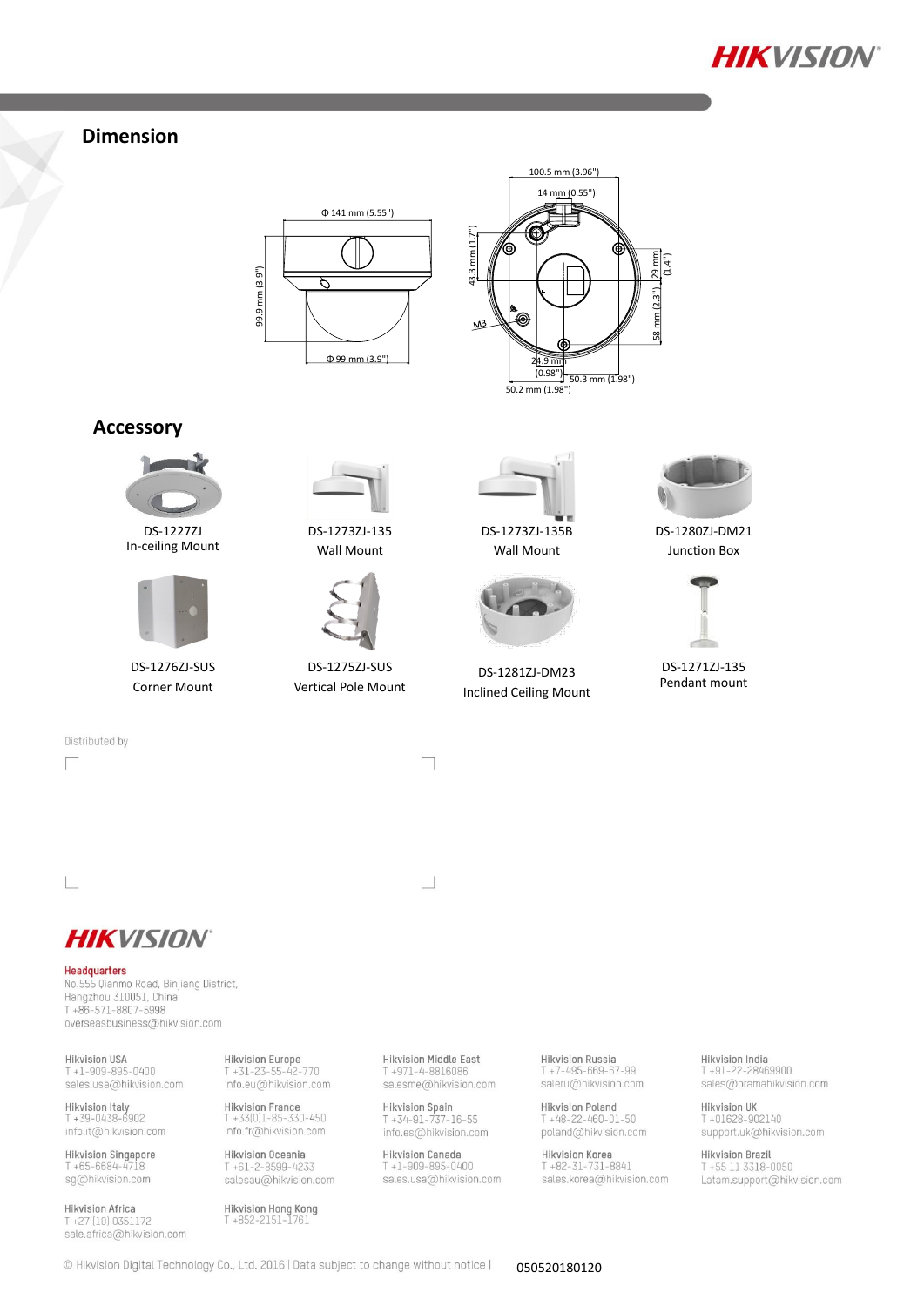## Dimension

Φ 141 mm (5.55")
99.9 mm (3.9")
Φ 99 mm (3.9")

100.5 mm (3.96")
14 mm (0.55")
43.3 mm (1.7")
29 mm (1.4")
58 mm (2.3")
M3
24.9 mm (0.98")
50.3 mm (1.98")
50.2 mm (1.98")

## Accessory

| | | | |
|---|---|---|---|
| DS-1227ZJ<br>In-ceiling Mount | DS-1273ZJ-135<br>Wall Mount | DS-1273ZJ-135B<br>Wall Mount | DS-1280ZJ-DM21<br>Junction Box |
| DS-1276ZJ-SUS<br>Corner Mount | DS-1275ZJ-SUS<br>Vertical Pole Mount | DS-1281ZJ-DM23<br>Inclined Ceiling Mount | DS-1271ZJ-135<br>Pendant mount |

Distributed by

**HIKVISION**

**Headquarters**
No.555 Qianmo Road, Binjiang District,
Hangzhou 310051, China
T +86-571-8807-5998
overseasbusiness@hikvision.com

**Hikvision USA**
T +1-909-895-0400
sales.usa@hikvision.com

**Hikvision Italy**
T +39-0438-6902
info.it@hikvision.com

**Hikvision Singapore**
T +65-6684-4718
sg@hikvision.com

**Hikvision Africa**
T +27 (10) 0351172
sale.africa@hikvision.com

**Hikvision Europe**
T +31-23-55-42-770
info.eu@hikvision.com

**Hikvision France**
T +33(0)1-85-330-450
info.fr@hikvision.com

**Hikvision Oceania**
T +61-2-8599-4233
salesau@hikvision.com

**Hikvision Hong Kong**
T +852-2151-1761

**Hikvision Middle East**
T +971-4-8816086
salesme@hikvision.com

**Hikvision Spain**
T +34-91-737-16-55
info.es@hikvision.com

**Hikvision Canada**
T +1-909-895-0400
sales.usa@hikvision.com

**Hikvision Russia**
T +7-495-669-67-99
saleru@hikvision.com

**Hikvision Poland**
T +48-22-460-01-50
poland@hikvision.com

**Hikvision Korea**
T +82-31-731-8841
sales.korea@hikvision.com

**Hikvision India**
T +91-22-28469900
sales@pramahikvision.com

**Hikvision UK**
T +01628-902140
support.uk@hikvision.com

**Hikvision Brazil**
T +55 11 3318-0050
Latam.support@hikvision.com

© Hikvision Digital Technology Co., Ltd. 2016 | Data subject to change without notice | 050520180120